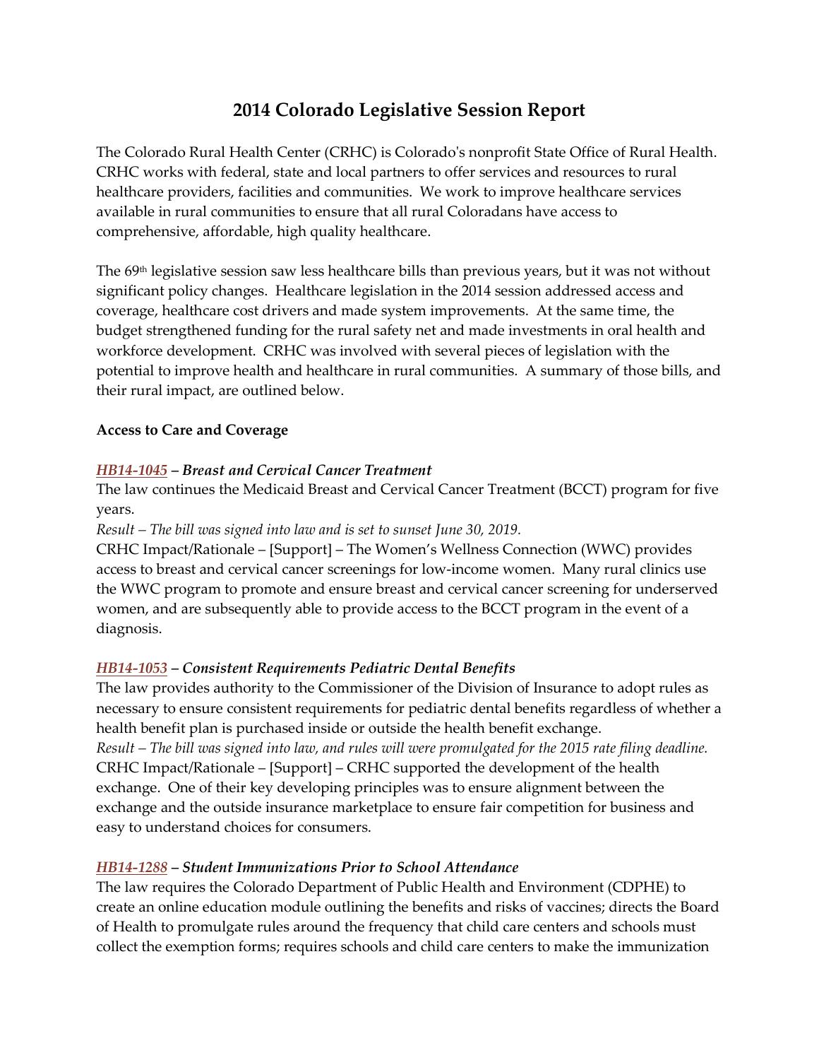# 2014 Colorado Legislative Session Report

The Colorado Rural Health Center (CRHC) is Colorado's nonprofit State Office of Rural Health. CRHC works with federal, state and local partners to offer services and resources to rural healthcare providers, facilities and communities. We work to improve healthcare services available in rural communities to ensure that all rural Coloradans have access to comprehensive, affordable, high quality healthcare.

The 69th legislative session saw less healthcare bills than previous years, but it was not without significant policy changes. Healthcare legislation in the 2014 session addressed access and coverage, healthcare cost drivers and made system improvements. At the same time, the budget strengthened funding for the rural safety net and made investments in oral health and workforce development. CRHC was involved with several pieces of legislation with the potential to improve health and healthcare in rural communities. A summary of those bills, and their rural impact, are outlined below.

**Access to Care and Coverage**

***HB14-1045 – Breast and Cervical Cancer Treatment***

The law continues the Medicaid Breast and Cervical Cancer Treatment (BCCT) program for five years.

*Result – The bill was signed into law and is set to sunset June 30, 2019.*

CRHC Impact/Rationale – [Support] – The Women's Wellness Connection (WWC) provides access to breast and cervical cancer screenings for low-income women. Many rural clinics use the WWC program to promote and ensure breast and cervical cancer screening for underserved women, and are subsequently able to provide access to the BCCT program in the event of a diagnosis.

***HB14-1053 – Consistent Requirements Pediatric Dental Benefits***

The law provides authority to the Commissioner of the Division of Insurance to adopt rules as necessary to ensure consistent requirements for pediatric dental benefits regardless of whether a health benefit plan is purchased inside or outside the health benefit exchange.

*Result – The bill was signed into law, and rules will were promulgated for the 2015 rate filing deadline.*

CRHC Impact/Rationale – [Support] – CRHC supported the development of the health exchange. One of their key developing principles was to ensure alignment between the exchange and the outside insurance marketplace to ensure fair competition for business and easy to understand choices for consumers.

***HB14-1288 – Student Immunizations Prior to School Attendance***

The law requires the Colorado Department of Public Health and Environment (CDPHE) to create an online education module outlining the benefits and risks of vaccines; directs the Board of Health to promulgate rules around the frequency that child care centers and schools must collect the exemption forms; requires schools and child care centers to make the immunization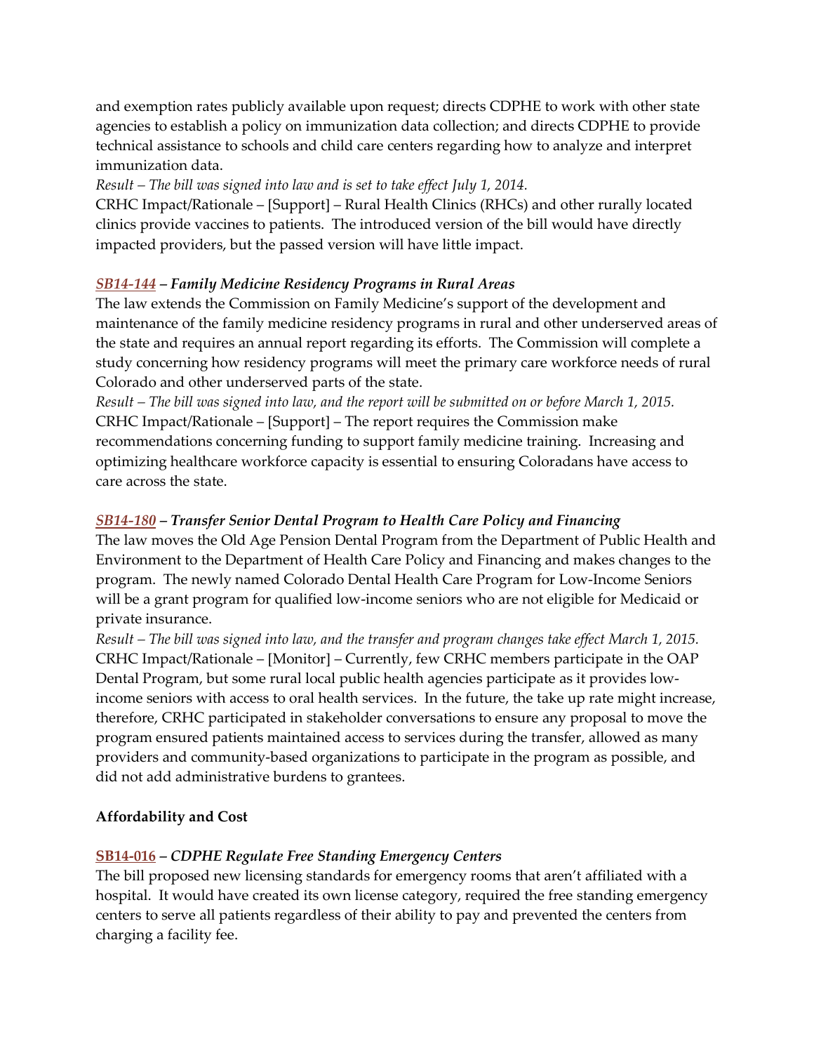and exemption rates publicly available upon request; directs CDPHE to work with other state agencies to establish a policy on immunization data collection; and directs CDPHE to provide technical assistance to schools and child care centers regarding how to analyze and interpret immunization data.

*Result – The bill was signed into law and is set to take effect July 1, 2014.*

CRHC Impact/Rationale – [Support] – Rural Health Clinics (RHCs) and other rurally located clinics provide vaccines to patients. The introduced version of the bill would have directly impacted providers, but the passed version will have little impact.

***SB14-144 – Family Medicine Residency Programs in Rural Areas***

The law extends the Commission on Family Medicine's support of the development and maintenance of the family medicine residency programs in rural and other underserved areas of the state and requires an annual report regarding its efforts. The Commission will complete a study concerning how residency programs will meet the primary care workforce needs of rural Colorado and other underserved parts of the state.

*Result – The bill was signed into law, and the report will be submitted on or before March 1, 2015.*

CRHC Impact/Rationale – [Support] – The report requires the Commission make recommendations concerning funding to support family medicine training. Increasing and optimizing healthcare workforce capacity is essential to ensuring Coloradans have access to care across the state.

***SB14-180 – Transfer Senior Dental Program to Health Care Policy and Financing***

The law moves the Old Age Pension Dental Program from the Department of Public Health and Environment to the Department of Health Care Policy and Financing and makes changes to the program. The newly named Colorado Dental Health Care Program for Low-Income Seniors will be a grant program for qualified low-income seniors who are not eligible for Medicaid or private insurance.

*Result – The bill was signed into law, and the transfer and program changes take effect March 1, 2015.*

CRHC Impact/Rationale – [Monitor] – Currently, few CRHC members participate in the OAP Dental Program, but some rural local public health agencies participate as it provides low-income seniors with access to oral health services. In the future, the take up rate might increase, therefore, CRHC participated in stakeholder conversations to ensure any proposal to move the program ensured patients maintained access to services during the transfer, allowed as many providers and community-based organizations to participate in the program as possible, and did not add administrative burdens to grantees.

**Affordability and Cost**

**SB14-016** – ***CDPHE Regulate Free Standing Emergency Centers***

The bill proposed new licensing standards for emergency rooms that aren't affiliated with a hospital. It would have created its own license category, required the free standing emergency centers to serve all patients regardless of their ability to pay and prevented the centers from charging a facility fee.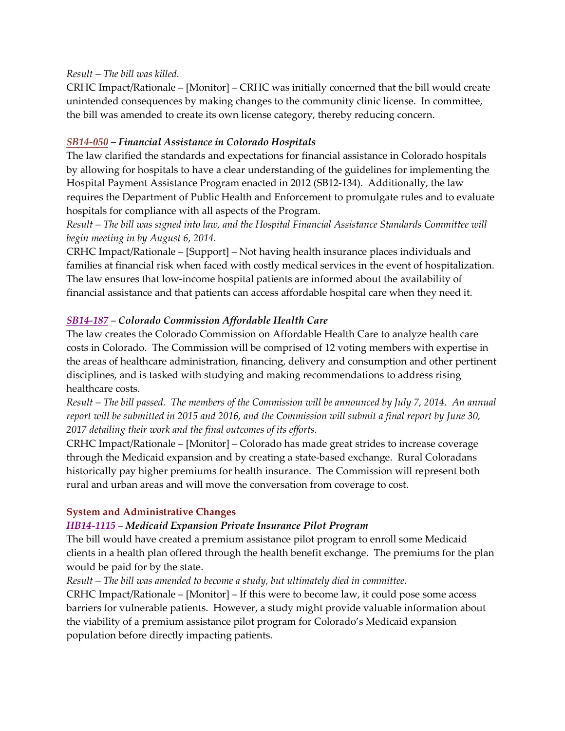*Result – The bill was killed.*

CRHC Impact/Rationale – [Monitor] – CRHC was initially concerned that the bill would create unintended consequences by making changes to the community clinic license. In committee, the bill was amended to create its own license category, thereby reducing concern.

### *SB14-050 – Financial Assistance in Colorado Hospitals*

The law clarified the standards and expectations for financial assistance in Colorado hospitals by allowing for hospitals to have a clear understanding of the guidelines for implementing the Hospital Payment Assistance Program enacted in 2012 (SB12-134). Additionally, the law requires the Department of Public Health and Enforcement to promulgate rules and to evaluate hospitals for compliance with all aspects of the Program.

*Result – The bill was signed into law, and the Hospital Financial Assistance Standards Committee will begin meeting in by August 6, 2014.*

CRHC Impact/Rationale – [Support] – Not having health insurance places individuals and families at financial risk when faced with costly medical services in the event of hospitalization. The law ensures that low-income hospital patients are informed about the availability of financial assistance and that patients can access affordable hospital care when they need it.

### *SB14-187 – Colorado Commission Affordable Health Care*

The law creates the Colorado Commission on Affordable Health Care to analyze health care costs in Colorado. The Commission will be comprised of 12 voting members with expertise in the areas of healthcare administration, financing, delivery and consumption and other pertinent disciplines, and is tasked with studying and making recommendations to address rising healthcare costs.

*Result – The bill passed. The members of the Commission will be announced by July 7, 2014. An annual report will be submitted in 2015 and 2016, and the Commission will submit a final report by June 30, 2017 detailing their work and the final outcomes of its efforts.*

CRHC Impact/Rationale – [Monitor] – Colorado has made great strides to increase coverage through the Medicaid expansion and by creating a state-based exchange. Rural Coloradans historically pay higher premiums for health insurance. The Commission will represent both rural and urban areas and will move the conversation from coverage to cost.

## System and Administrative Changes

### *HB14-1115 – Medicaid Expansion Private Insurance Pilot Program*

The bill would have created a premium assistance pilot program to enroll some Medicaid clients in a health plan offered through the health benefit exchange. The premiums for the plan would be paid for by the state.

*Result – The bill was amended to become a study, but ultimately died in committee.*

CRHC Impact/Rationale – [Monitor] – If this were to become law, it could pose some access barriers for vulnerable patients. However, a study might provide valuable information about the viability of a premium assistance pilot program for Colorado's Medicaid expansion population before directly impacting patients.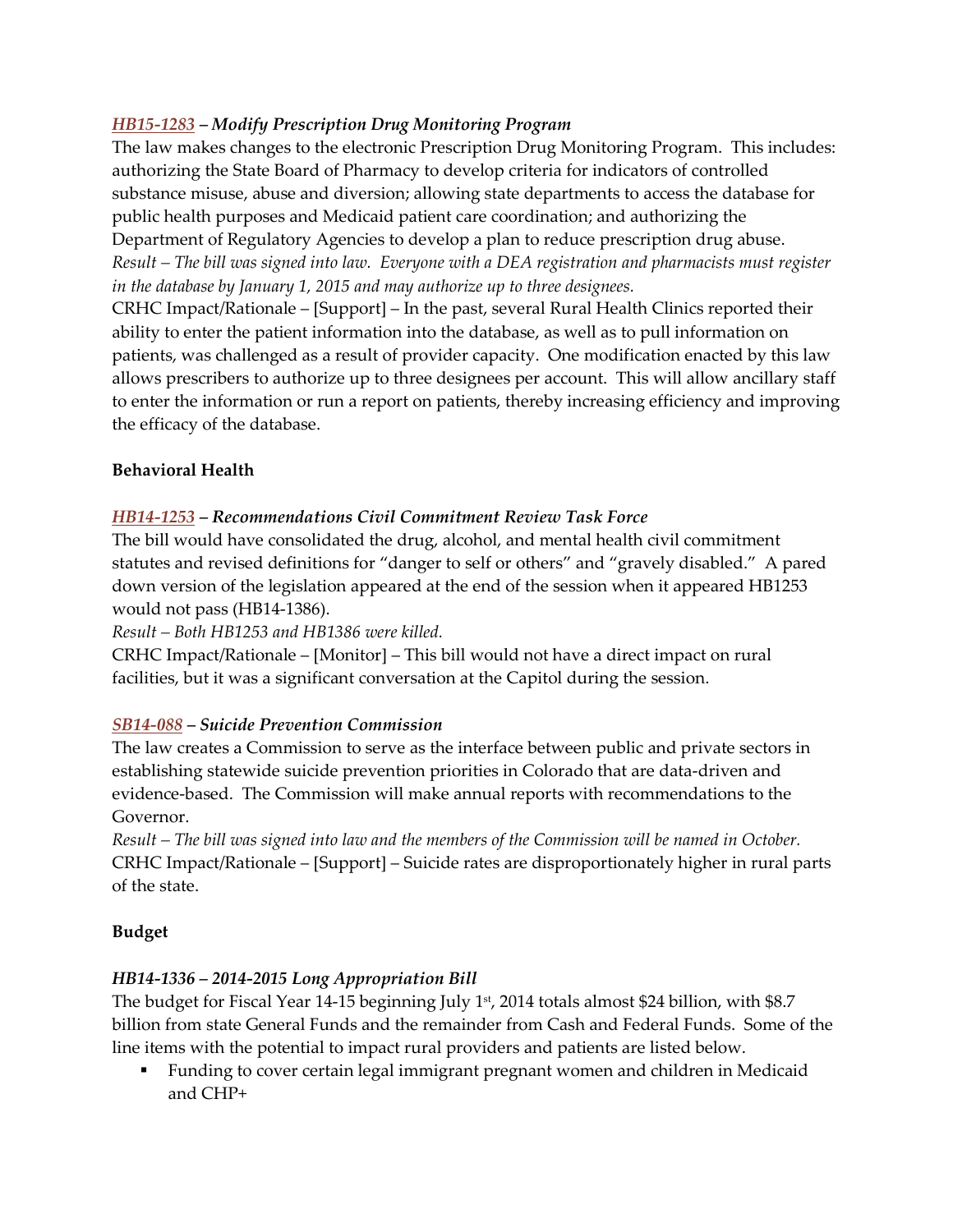***HB15-1283* – Modify Prescription Drug Monitoring Program**

The law makes changes to the electronic Prescription Drug Monitoring Program. This includes: authorizing the State Board of Pharmacy to develop criteria for indicators of controlled substance misuse, abuse and diversion; allowing state departments to access the database for public health purposes and Medicaid patient care coordination; and authorizing the Department of Regulatory Agencies to develop a plan to reduce prescription drug abuse.

*Result – The bill was signed into law. Everyone with a DEA registration and pharmacists must register in the database by January 1, 2015 and may authorize up to three designees.*

CRHC Impact/Rationale – [Support] – In the past, several Rural Health Clinics reported their ability to enter the patient information into the database, as well as to pull information on patients, was challenged as a result of provider capacity. One modification enacted by this law allows prescribers to authorize up to three designees per account. This will allow ancillary staff to enter the information or run a report on patients, thereby increasing efficiency and improving the efficacy of the database.

**Behavioral Health**

***HB14-1253* – Recommendations Civil Commitment Review Task Force**

The bill would have consolidated the drug, alcohol, and mental health civil commitment statutes and revised definitions for "danger to self or others" and "gravely disabled." A pared down version of the legislation appeared at the end of the session when it appeared HB1253 would not pass (HB14-1386).

*Result – Both HB1253 and HB1386 were killed.*

CRHC Impact/Rationale – [Monitor] – This bill would not have a direct impact on rural facilities, but it was a significant conversation at the Capitol during the session.

***SB14-088* – Suicide Prevention Commission**

The law creates a Commission to serve as the interface between public and private sectors in establishing statewide suicide prevention priorities in Colorado that are data-driven and evidence-based. The Commission will make annual reports with recommendations to the Governor.

*Result – The bill was signed into law and the members of the Commission will be named in October.*

CRHC Impact/Rationale – [Support] – Suicide rates are disproportionately higher in rural parts of the state.

**Budget**

***HB14-1336 – 2014-2015 Long Appropriation Bill***

The budget for Fiscal Year 14-15 beginning July 1st, 2014 totals almost $24 billion, with $8.7 billion from state General Funds and the remainder from Cash and Federal Funds. Some of the line items with the potential to impact rural providers and patients are listed below.

- Funding to cover certain legal immigrant pregnant women and children in Medicaid and CHP+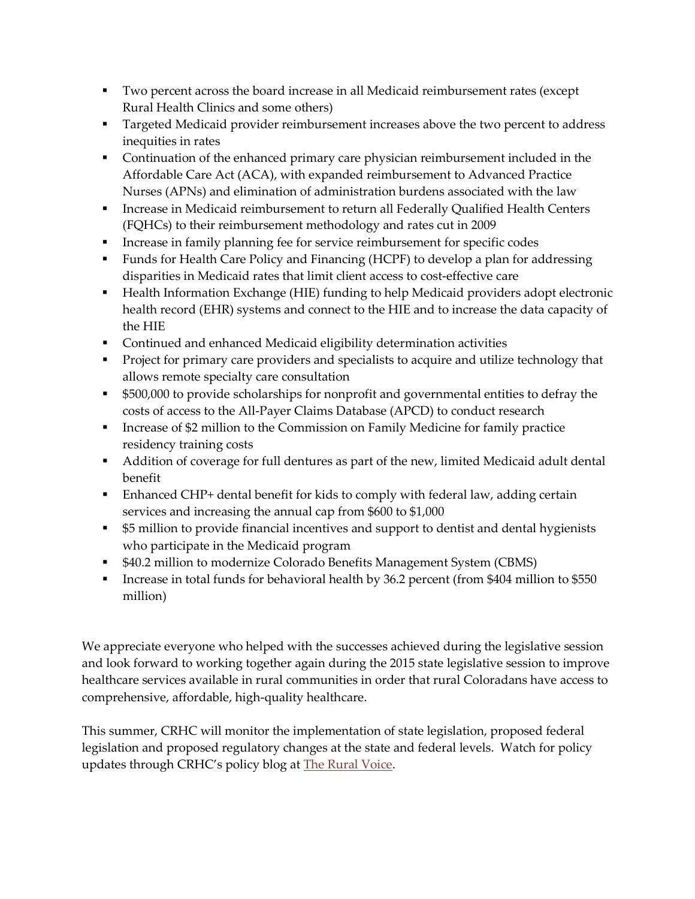- Two percent across the board increase in all Medicaid reimbursement rates (except Rural Health Clinics and some others)
- Targeted Medicaid provider reimbursement increases above the two percent to address inequities in rates
- Continuation of the enhanced primary care physician reimbursement included in the Affordable Care Act (ACA), with expanded reimbursement to Advanced Practice Nurses (APNs) and elimination of administration burdens associated with the law
- Increase in Medicaid reimbursement to return all Federally Qualified Health Centers (FQHCs) to their reimbursement methodology and rates cut in 2009
- Increase in family planning fee for service reimbursement for specific codes
- Funds for Health Care Policy and Financing (HCPF) to develop a plan for addressing disparities in Medicaid rates that limit client access to cost-effective care
- Health Information Exchange (HIE) funding to help Medicaid providers adopt electronic health record (EHR) systems and connect to the HIE and to increase the data capacity of the HIE
- Continued and enhanced Medicaid eligibility determination activities
- Project for primary care providers and specialists to acquire and utilize technology that allows remote specialty care consultation
- $500,000 to provide scholarships for nonprofit and governmental entities to defray the costs of access to the All-Payer Claims Database (APCD) to conduct research
- Increase of $2 million to the Commission on Family Medicine for family practice residency training costs
- Addition of coverage for full dentures as part of the new, limited Medicaid adult dental benefit
- Enhanced CHP+ dental benefit for kids to comply with federal law, adding certain services and increasing the annual cap from $600 to $1,000
- $5 million to provide financial incentives and support to dentist and dental hygienists who participate in the Medicaid program
- $40.2 million to modernize Colorado Benefits Management System (CBMS)
- Increase in total funds for behavioral health by 36.2 percent (from $404 million to $550 million)

We appreciate everyone who helped with the successes achieved during the legislative session and look forward to working together again during the 2015 state legislative session to improve healthcare services available in rural communities in order that rural Coloradans have access to comprehensive, affordable, high-quality healthcare.

This summer, CRHC will monitor the implementation of state legislation, proposed federal legislation and proposed regulatory changes at the state and federal levels. Watch for policy updates through CRHC's policy blog at The Rural Voice.